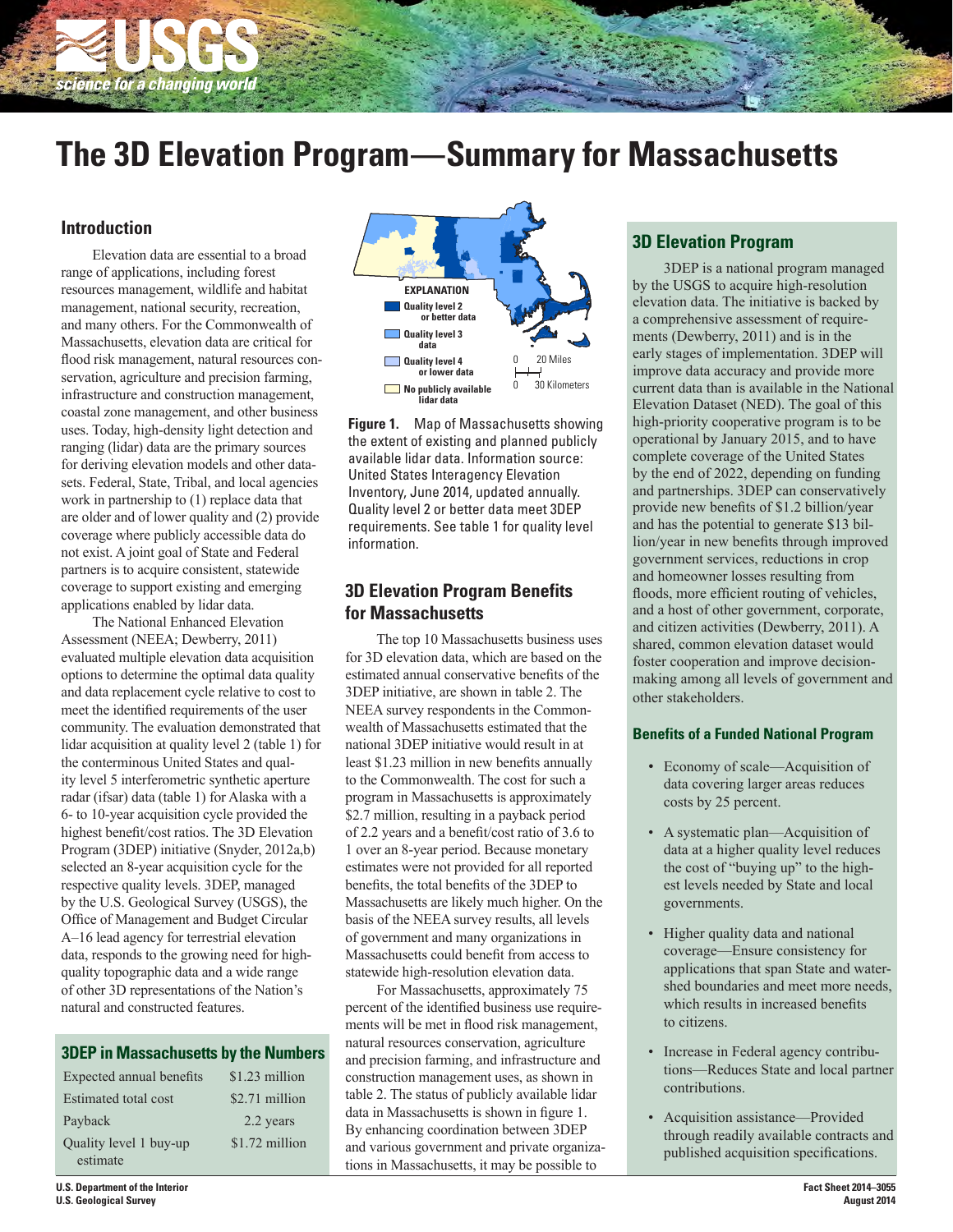# The 3D Elevation Program—Summary for Massachusetts

## Introduction

Elevation data are essential to a broad range of applications, including forest resources management, wildlife and habitat management, national security, recreation, and many others. For the Commonwealth of Massachusetts, elevation data are critical for flood risk management, natural resources conservation, agriculture and precision farming, infrastructure and construction management, coastal zone management, and other business uses. Today, high-density light detection and ranging (lidar) data are the primary sources for deriving elevation models and other datasets. Federal, State, Tribal, and local agencies work in partnership to (1) replace data that are older and of lower quality and (2) provide coverage where publicly accessible data do not exist. A joint goal of State and Federal partners is to acquire consistent, statewide coverage to support existing and emerging applications enabled by lidar data.

The National Enhanced Elevation Assessment (NEEA; Dewberry, 2011) evaluated multiple elevation data acquisition options to determine the optimal data quality and data replacement cycle relative to cost to meet the identified requirements of the user community. The evaluation demonstrated that lidar acquisition at quality level 2 (table 1) for the conterminous United States and quality level 5 interferometric synthetic aperture radar (ifsar) data (table 1) for Alaska with a 6- to 10-year acquisition cycle provided the highest benefit/cost ratios. The 3D Elevation Program (3DEP) initiative (Snyder, 2012a,b) selected an 8-year acquisition cycle for the respective quality levels. 3DEP, managed by the U.S. Geological Survey (USGS), the Office of Management and Budget Circular A–16 lead agency for terrestrial elevation data, responds to the growing need for high-quality topographic data and a wide range of other 3D representations of the Nation's natural and constructed features.

### 3DEP in Massachusetts by the Numbers

| | |
|---|---|
| Expected annual benefits | $1.23 million |
| Estimated total cost | $2.71 million |
| Payback | 2.2 years |
| Quality level 1 buy-up estimate | $1.72 million |

EXPLANATION
- Quality level 2 or better data
- Quality level 3 data
- Quality level 4 or lower data
- No publicly available lidar data

0 20 Miles
0 30 Kilometers

**Figure 1.** Map of Massachusetts showing the extent of existing and planned publicly available lidar data. Information source: United States Interagency Elevation Inventory, June 2014, updated annually. Quality level 2 or better data meet 3DEP requirements. See table 1 for quality level information.

## 3D Elevation Program Benefits for Massachusetts

The top 10 Massachusetts business uses for 3D elevation data, which are based on the estimated annual conservative benefits of the 3DEP initiative, are shown in table 2. The NEEA survey respondents in the Commonwealth of Massachusetts estimated that the national 3DEP initiative would result in at least $1.23 million in new benefits annually to the Commonwealth. The cost for such a program in Massachusetts is approximately $2.7 million, resulting in a payback period of 2.2 years and a benefit/cost ratio of 3.6 to 1 over an 8-year period. Because monetary estimates were not provided for all reported benefits, the total benefits of the 3DEP to Massachusetts are likely much higher. On the basis of the NEEA survey results, all levels of government and many organizations in Massachusetts could benefit from access to statewide high-resolution elevation data.

For Massachusetts, approximately 75 percent of the identified business use requirements will be met in flood risk management, natural resources conservation, agriculture and precision farming, and infrastructure and construction management uses, as shown in table 2. The status of publicly available lidar data in Massachusetts is shown in figure 1. By enhancing coordination between 3DEP and various government and private organizations in Massachusetts, it may be possible to

## 3D Elevation Program

3DEP is a national program managed by the USGS to acquire high-resolution elevation data. The initiative is backed by a comprehensive assessment of requirements (Dewberry, 2011) and is in the early stages of implementation. 3DEP will improve data accuracy and provide more current data than is available in the National Elevation Dataset (NED). The goal of this high-priority cooperative program is to be operational by January 2015, and to have complete coverage of the United States by the end of 2022, depending on funding and partnerships. 3DEP can conservatively provide new benefits of $1.2 billion/year and has the potential to generate $13 billion/year in new benefits through improved government services, reductions in crop and homeowner losses resulting from floods, more efficient routing of vehicles, and a host of other government, corporate, and citizen activities (Dewberry, 2011). A shared, common elevation dataset would foster cooperation and improve decision-making among all levels of government and other stakeholders.

### Benefits of a Funded National Program

- Economy of scale—Acquisition of data covering larger areas reduces costs by 25 percent.
- A systematic plan—Acquisition of data at a higher quality level reduces the cost of "buying up" to the highest levels needed by State and local governments.
- Higher quality data and national coverage—Ensure consistency for applications that span State and watershed boundaries and meet more needs, which results in increased benefits to citizens.
- Increase in Federal agency contributions—Reduces State and local partner contributions.
- Acquisition assistance—Provided through readily available contracts and published acquisition specifications.

U.S. Department of the Interior
U.S. Geological Survey

Fact Sheet 2014–3055
August 2014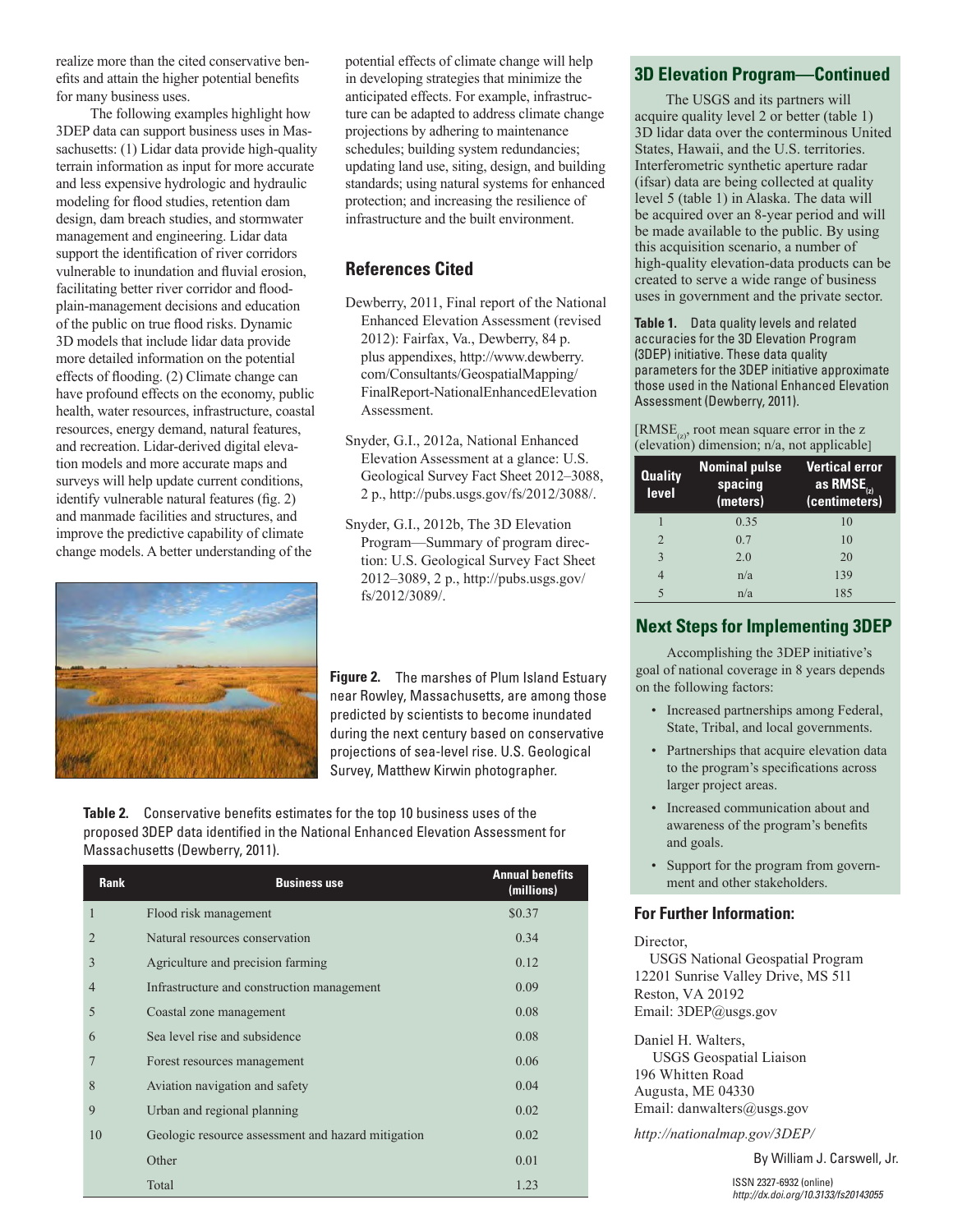realize more than the cited conservative benefits and attain the higher potential benefits for many business uses.

The following examples highlight how 3DEP data can support business uses in Massachusetts: (1) Lidar data provide high-quality terrain information as input for more accurate and less expensive hydrologic and hydraulic modeling for flood studies, retention dam design, dam breach studies, and stormwater management and engineering. Lidar data support the identification of river corridors vulnerable to inundation and fluvial erosion, facilitating better river corridor and floodplain-management decisions and education of the public on true flood risks. Dynamic 3D models that include lidar data provide more detailed information on the potential effects of flooding. (2) Climate change can have profound effects on the economy, public health, water resources, infrastructure, coastal resources, energy demand, natural features, and recreation. Lidar-derived digital elevation models and more accurate maps and surveys will help update current conditions, identify vulnerable natural features (fig. 2) and manmade facilities and structures, and improve the predictive capability of climate change models. A better understanding of the potential effects of climate change will help in developing strategies that minimize the anticipated effects. For example, infrastructure can be adapted to address climate change projections by adhering to maintenance schedules; building system redundancies; updating land use, siting, design, and building standards; using natural systems for enhanced protection; and increasing the resilience of infrastructure and the built environment.

**Figure 2.** The marshes of Plum Island Estuary near Rowley, Massachusetts, are among those predicted by scientists to become inundated during the next century based on conservative projections of sea-level rise. U.S. Geological Survey, Matthew Kirwin photographer.

## References Cited

Dewberry, 2011, Final report of the National Enhanced Elevation Assessment (revised 2012): Fairfax, Va., Dewberry, 84 p. plus appendixes, http://www.dewberry.com/Consultants/GeospatialMapping/FinalReport-NationalEnhancedElevationAssessment.

Snyder, G.I., 2012a, National Enhanced Elevation Assessment at a glance: U.S. Geological Survey Fact Sheet 2012–3088, 2 p., http://pubs.usgs.gov/fs/2012/3088/.

Snyder, G.I., 2012b, The 3D Elevation Program—Summary of program direction: U.S. Geological Survey Fact Sheet 2012–3089, 2 p., http://pubs.usgs.gov/fs/2012/3089/.

**Table 2.** Conservative benefits estimates for the top 10 business uses of the proposed 3DEP data identified in the National Enhanced Elevation Assessment for Massachusetts (Dewberry, 2011).

| Rank | Business use | Annual benefits (millions) |
|---|---|---|
| 1 | Flood risk management | $0.37 |
| 2 | Natural resources conservation | 0.34 |
| 3 | Agriculture and precision farming | 0.12 |
| 4 | Infrastructure and construction management | 0.09 |
| 5 | Coastal zone management | 0.08 |
| 6 | Sea level rise and subsidence | 0.08 |
| 7 | Forest resources management | 0.06 |
| 8 | Aviation navigation and safety | 0.04 |
| 9 | Urban and regional planning | 0.02 |
| 10 | Geologic resource assessment and hazard mitigation | 0.02 |
| | Other | 0.01 |
| | Total | 1.23 |

## 3D Elevation Program—Continued

The USGS and its partners will acquire quality level 2 or better (table 1) 3D lidar data over the conterminous United States, Hawaii, and the U.S. territories. Interferometric synthetic aperture radar (ifsar) data are being collected at quality level 5 (table 1) in Alaska. The data will be acquired over an 8-year period and will be made available to the public. By using this acquisition scenario, a number of high-quality elevation-data products can be created to serve a wide range of business uses in government and the private sector.

**Table 1.** Data quality levels and related accuracies for the 3D Elevation Program (3DEP) initiative. These data quality parameters for the 3DEP initiative approximate those used in the National Enhanced Elevation Assessment (Dewberry, 2011).

[$RMSE_{(z)}$, root mean square error in the z (elevation) dimension; n/a, not applicable]

| Quality level | Nominal pulse spacing (meters) | Vertical error as $RMSE_{(z)}$ (centimeters) |
|---|---|---|
| 1 | 0.35 | 10 |
| 2 | 0.7 | 10 |
| 3 | 2.0 | 20 |
| 4 | n/a | 139 |
| 5 | n/a | 185 |

## Next Steps for Implementing 3DEP

Accomplishing the 3DEP initiative's goal of national coverage in 8 years depends on the following factors:

- Increased partnerships among Federal, State, Tribal, and local governments.
- Partnerships that acquire elevation data to the program's specifications across larger project areas.
- Increased communication about and awareness of the program's benefits and goals.
- Support for the program from government and other stakeholders.

### For Further Information:

Director,
USGS National Geospatial Program
12201 Sunrise Valley Drive, MS 511
Reston, VA 20192
Email: 3DEP@usgs.gov

Daniel H. Walters,
USGS Geospatial Liaison
196 Whitten Road
Augusta, ME 04330
Email: danwalters@usgs.gov

*http://nationalmap.gov/3DEP/*

By William J. Carswell, Jr.

ISSN 2327-6932 (online)
*http://dx.doi.org/10.3133/fs20143055*